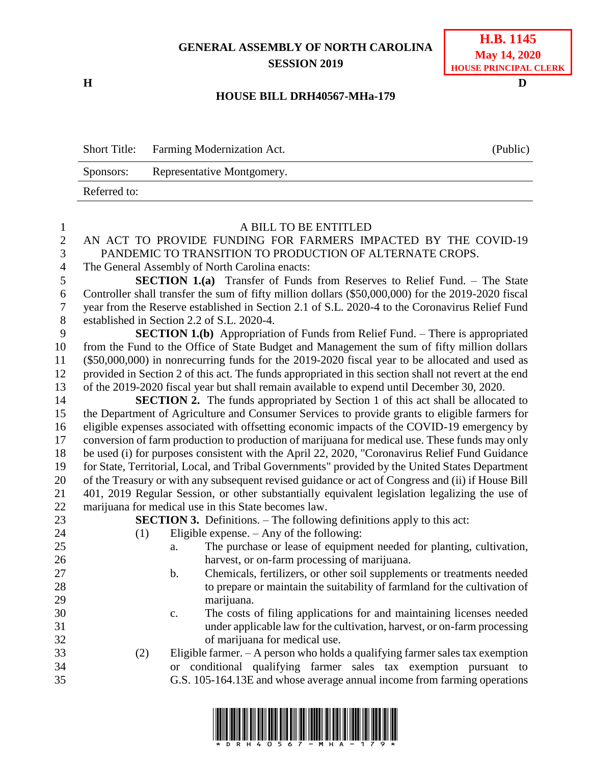# GENERAL ASSEMBLY OF NORTH CAROLINA
## SESSION 2019

**H.B. 1145**
**May 14, 2020**
**HOUSE PRINCIPAL CLERK**

H D

## HOUSE BILL DRH40567-MHa-179

| Short Title: | Farming Modernization Act. | (Public) |
|---|---|---|
| Sponsors: | Representative Montgomery. | |
| Referred to: | | |

A BILL TO BE ENTITLED

AN ACT TO PROVIDE FUNDING FOR FARMERS IMPACTED BY THE COVID-19 PANDEMIC TO TRANSITION TO PRODUCTION OF ALTERNATE CROPS.

The General Assembly of North Carolina enacts:

**SECTION 1.(a)** Transfer of Funds from Reserves to Relief Fund. – The State Controller shall transfer the sum of fifty million dollars ($50,000,000) for the 2019-2020 fiscal year from the Reserve established in Section 2.1 of S.L. 2020-4 to the Coronavirus Relief Fund established in Section 2.2 of S.L. 2020-4.

**SECTION 1.(b)** Appropriation of Funds from Relief Fund. – There is appropriated from the Fund to the Office of State Budget and Management the sum of fifty million dollars ($50,000,000) in nonrecurring funds for the 2019-2020 fiscal year to be allocated and used as provided in Section 2 of this act. The funds appropriated in this section shall not revert at the end of the 2019-2020 fiscal year but shall remain available to expend until December 30, 2020.

**SECTION 2.** The funds appropriated by Section 1 of this act shall be allocated to the Department of Agriculture and Consumer Services to provide grants to eligible farmers for eligible expenses associated with offsetting economic impacts of the COVID-19 emergency by conversion of farm production to production of marijuana for medical use. These funds may only be used (i) for purposes consistent with the April 22, 2020, "Coronavirus Relief Fund Guidance for State, Territorial, Local, and Tribal Governments" provided by the United States Department of the Treasury or with any subsequent revised guidance or act of Congress and (ii) if House Bill 401, 2019 Regular Session, or other substantially equivalent legislation legalizing the use of marijuana for medical use in this State becomes law.

**SECTION 3.** Definitions. – The following definitions apply to this act:

(1) Eligible expense. – Any of the following:

a. The purchase or lease of equipment needed for planting, cultivation, harvest, or on-farm processing of marijuana.

b. Chemicals, fertilizers, or other soil supplements or treatments needed to prepare or maintain the suitability of farmland for the cultivation of marijuana.

c. The costs of filing applications for and maintaining licenses needed under applicable law for the cultivation, harvest, or on-farm processing of marijuana for medical use.

(2) Eligible farmer. – A person who holds a qualifying farmer sales tax exemption or conditional qualifying farmer sales tax exemption pursuant to G.S. 105-164.13E and whose average annual income from farming operations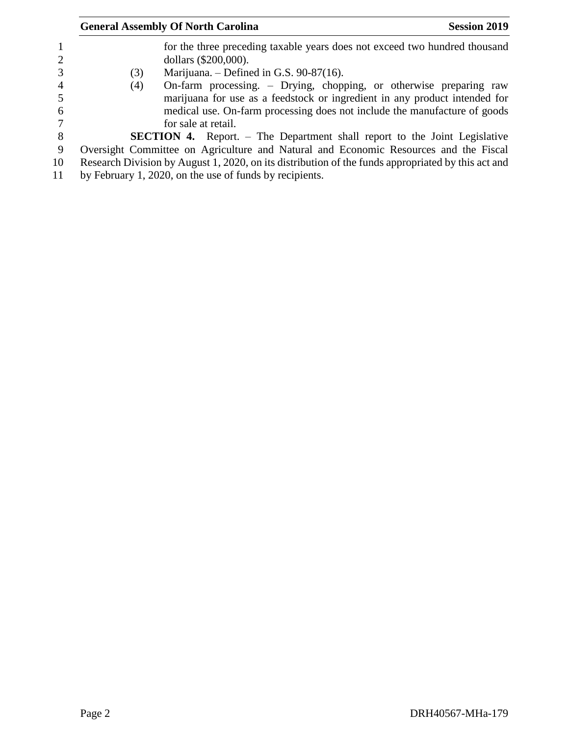for the three preceding taxable years does not exceed two hundred thousand dollars ($200,000).

(3) Marijuana. – Defined in G.S. 90-87(16).

(4) On-farm processing. – Drying, chopping, or otherwise preparing raw marijuana for use as a feedstock or ingredient in any product intended for medical use. On-farm processing does not include the manufacture of goods for sale at retail.

**SECTION 4.** Report. – The Department shall report to the Joint Legislative Oversight Committee on Agriculture and Natural and Economic Resources and the Fiscal Research Division by August 1, 2020, on its distribution of the funds appropriated by this act and by February 1, 2020, on the use of funds by recipients.